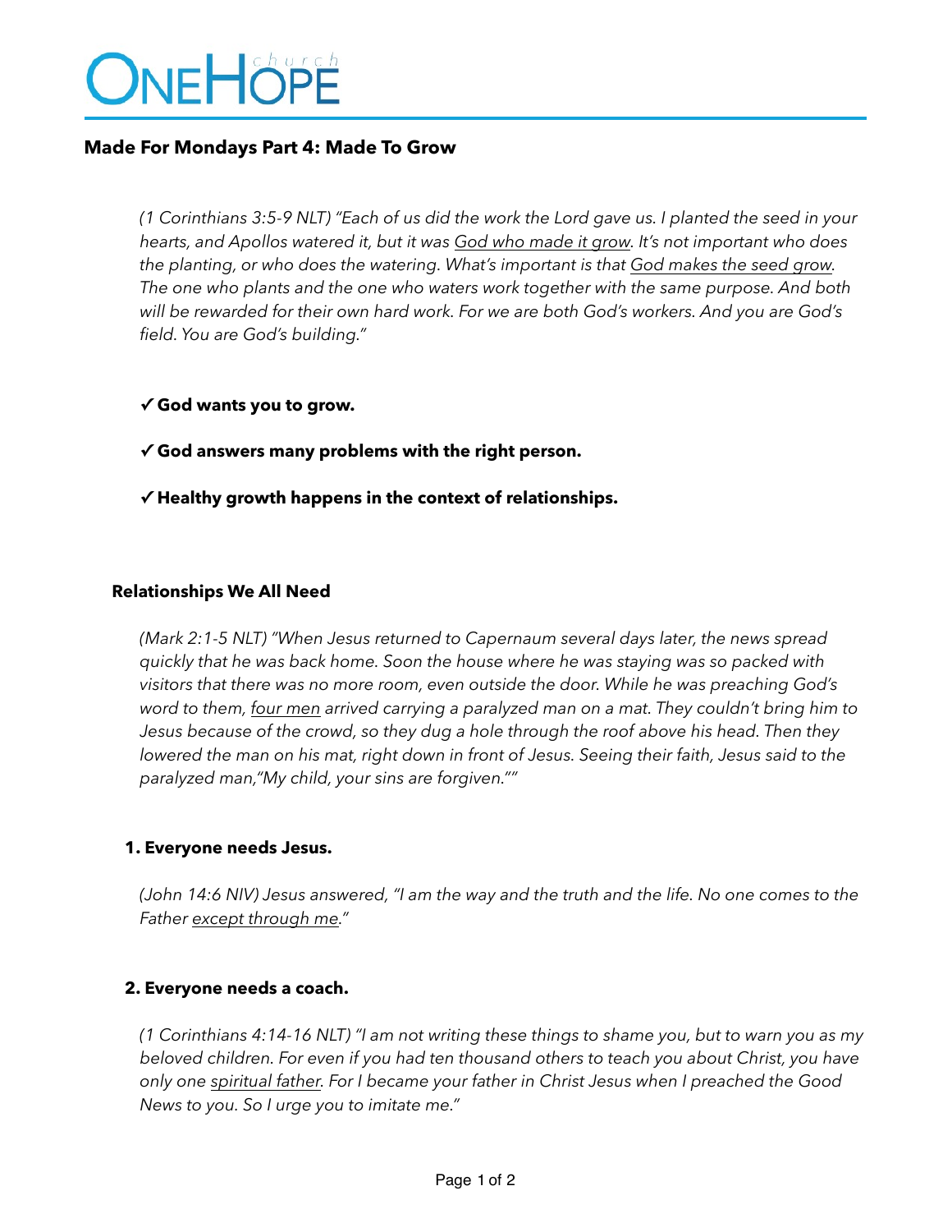# ONEHOPE church

## Made For Mondays Part 4: Made To Grow

*(1 Corinthians 3:5-9 NLT) "Each of us did the work the Lord gave us. I planted the seed in your hearts, and Apollos watered it, but it was <u>God who made it grow</u>. It's not important who does the planting, or who does the watering. What's important is that <u>God makes the seed grow</u>. The one who plants and the one who waters work together with the same purpose. And both will be rewarded for their own hard work. For we are both God's workers. And you are God's field. You are God's building."*

✓ **God wants you to grow.**

✓ **God answers many problems with the right person.**

✓ **Healthy growth happens in the context of relationships.**

### Relationships We All Need

*(Mark 2:1-5 NLT) "When Jesus returned to Capernaum several days later, the news spread quickly that he was back home. Soon the house where he was staying was so packed with visitors that there was no more room, even outside the door. While he was preaching God's word to them, <u>four men</u> arrived carrying a paralyzed man on a mat. They couldn't bring him to Jesus because of the crowd, so they dug a hole through the roof above his head. Then they lowered the man on his mat, right down in front of Jesus. Seeing their faith, Jesus said to the paralyzed man,"My child, your sins are forgiven.""*

**1. Everyone needs Jesus.**

*(John 14:6 NIV) Jesus answered, "I am the way and the truth and the life. No one comes to the Father <u>except through me</u>."*

**2. Everyone needs a coach.**

*(1 Corinthians 4:14-16 NLT) "I am not writing these things to shame you, but to warn you as my beloved children. For even if you had ten thousand others to teach you about Christ, you have only one <u>spiritual father</u>. For I became your father in Christ Jesus when I preached the Good News to you. So I urge you to imitate me."*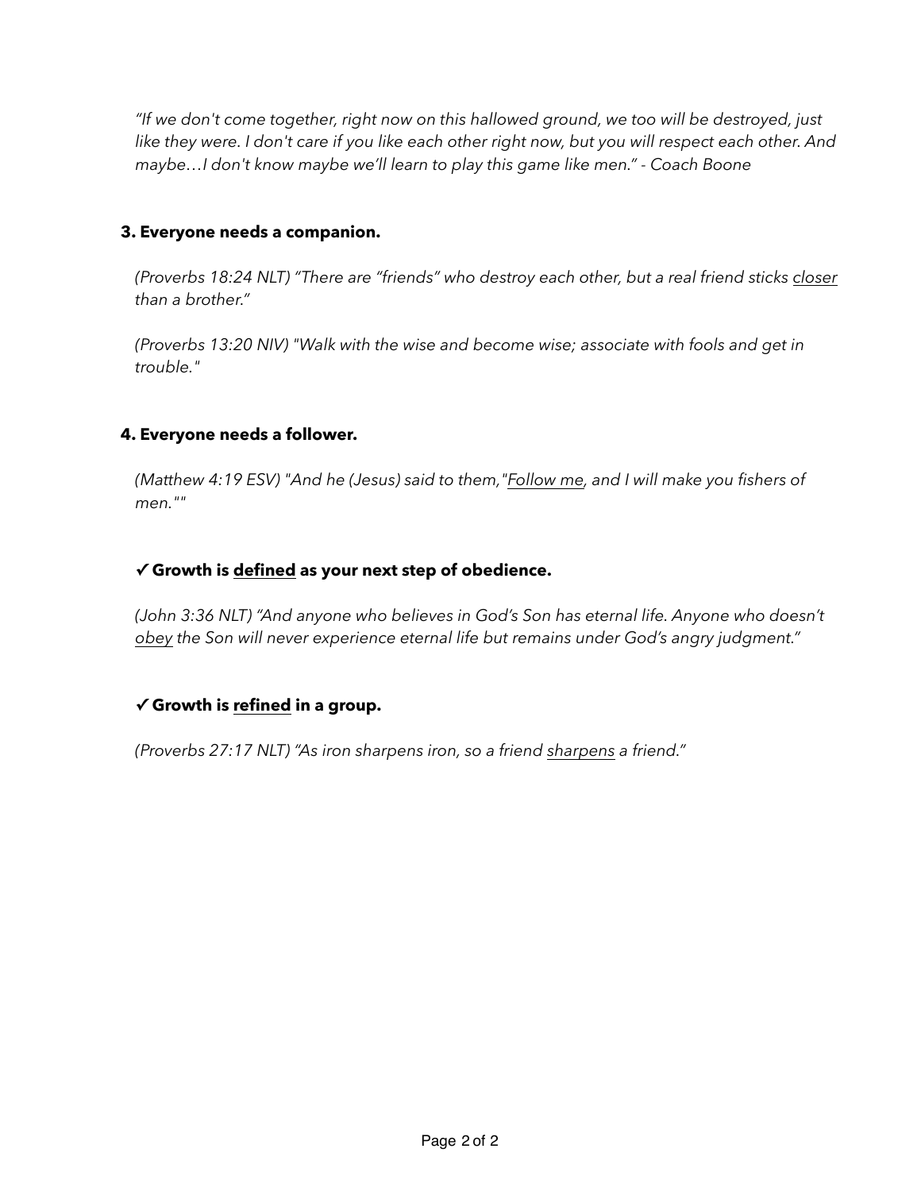*"If we don't come together, right now on this hallowed ground, we too will be destroyed, just like they were. I don't care if you like each other right now, but you will respect each other. And maybe…I don't know maybe we'll learn to play this game like men." - Coach Boone*

**3. Everyone needs a companion.**

*(Proverbs 18:24 NLT) "There are "friends" who destroy each other, but a real friend sticks <u>closer</u> than a brother."*

*(Proverbs 13:20 NIV) "Walk with the wise and become wise; associate with fools and get in trouble."*

**4. Everyone needs a follower.**

*(Matthew 4:19 ESV) "And he (Jesus) said to them,"<u>Follow me</u>, and I will make you fishers of men.""*

**✓ Growth is <u>defined</u> as your next step of obedience.**

*(John 3:36 NLT) "And anyone who believes in God's Son has eternal life. Anyone who doesn't <u>obey</u> the Son will never experience eternal life but remains under God's angry judgment."*

**✓ Growth is <u>refined</u> in a group.**

*(Proverbs 27:17 NLT) "As iron sharpens iron, so a friend <u>sharpens</u> a friend."*